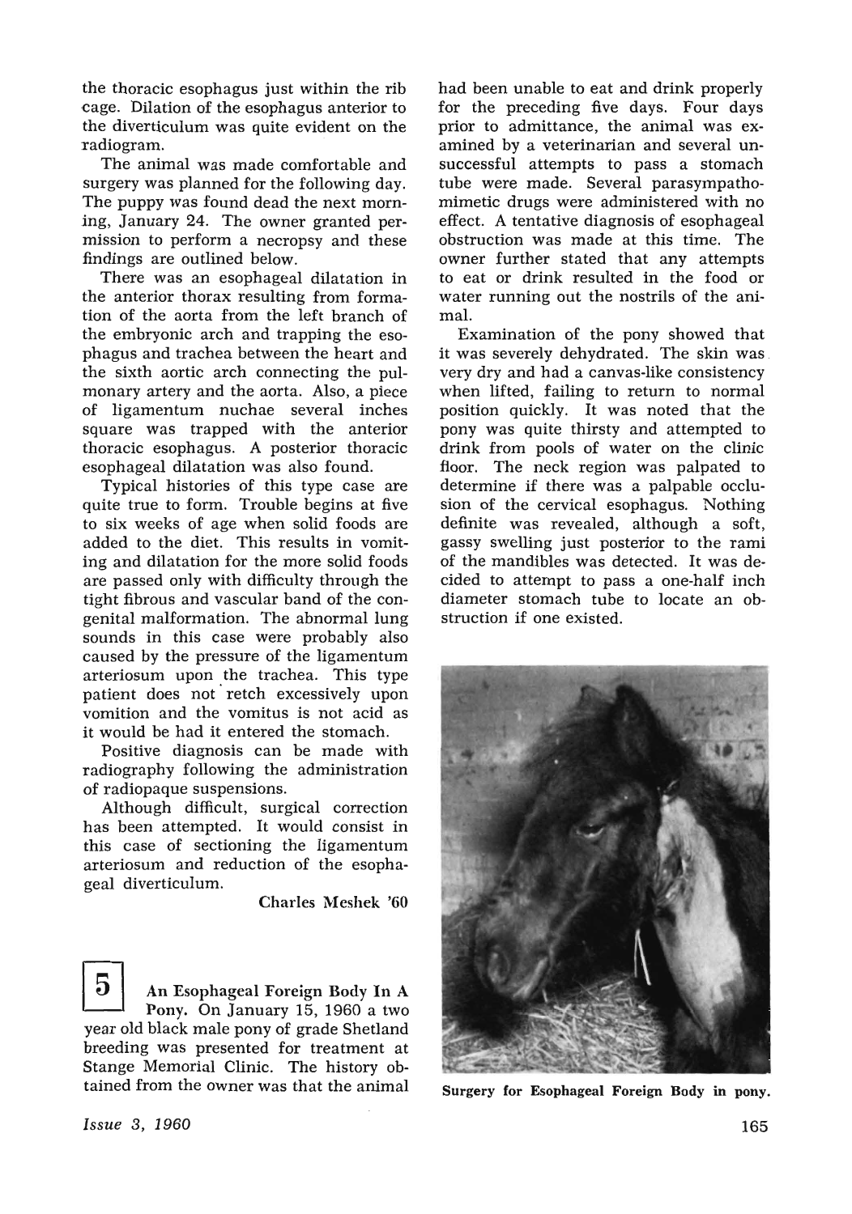the thoracic esophagus just within the rib cage. Dilation of the esophagus anterior to the diverticulum was quite evident on the radiogram.

The animal was made comfortable and surgery was planned for the following day. The puppy was found dead the next morning, January 24. The owner granted permission to perform a necropsy and these findings are outlined below.

There was an esophageal dilatation in the anterior thorax resulting from formation of the aorta from the left branch of the embryonic arch and trapping the esophagus and trachea between the heart and the sixth aortic arch connecting the pulmonary artery and the aorta. Also, a piece of ligamentum nuchae several inches square was trapped with the anterior thoracic esophagus. A posterior thoracic esophageal dilatation was also found.

Typical histories of this type case are quite true to form. Trouble begins at five to six weeks of age when solid foods are added to the diet. This results in vomiting and dilatation for the more solid foods are passed only with difficulty through the tight fibrous and vascular band of the congenital malformation. The abnormal lung sounds in this case were probably also caused by the pressure of the ligamentum arteriosum upon the trachea. This type patient does not retch excessively upon vomition and the vomitus is not acid as it would be had it entered the stomach.

Positive diagnosis can be made with radiography following the administration of radiopaque suspensions.

Although difficult, surgical correction has been attempted. It would consist in this case of sectioning the ligamentum arteriosum and reduction of the esophageal diverticulum.

Charles Meshek '60

**5** **An Esophageal Foreign Body In A Pony.** On January 15, 1960 a two year old black male pony of grade Shetland breeding was presented for treatment at Stange Memorial Clinic. The history obtained from the owner was that the animal had been unable to eat and drink properly for the preceding five days. Four days prior to admittance, the animal was examined by a veterinarian and several unsuccessful attempts to pass a stomach tube were made. Several parasympathomimetic drugs were administered with no effect. A tentative diagnosis of esophageal obstruction was made at this time. The owner further stated that any attempts to eat or drink resulted in the food or water running out the nostrils of the animal.

Examination of the pony showed that it was severely dehydrated. The skin was very dry and had a canvas-like consistency when lifted, failing to return to normal position quickly. It was noted that the pony was quite thirsty and attempted to drink from pools of water on the clinic floor. The neck region was palpated to determine if there was a palpable occlusion of the cervical esophagus. Nothing definite was revealed, although a soft, gassy swelling just posterior to the rami of the mandibles was detected. It was decided to attempt to pass a one-half inch diameter stomach tube to locate an obstruction if one existed.

**Surgery for Esophageal Foreign Body in pony.**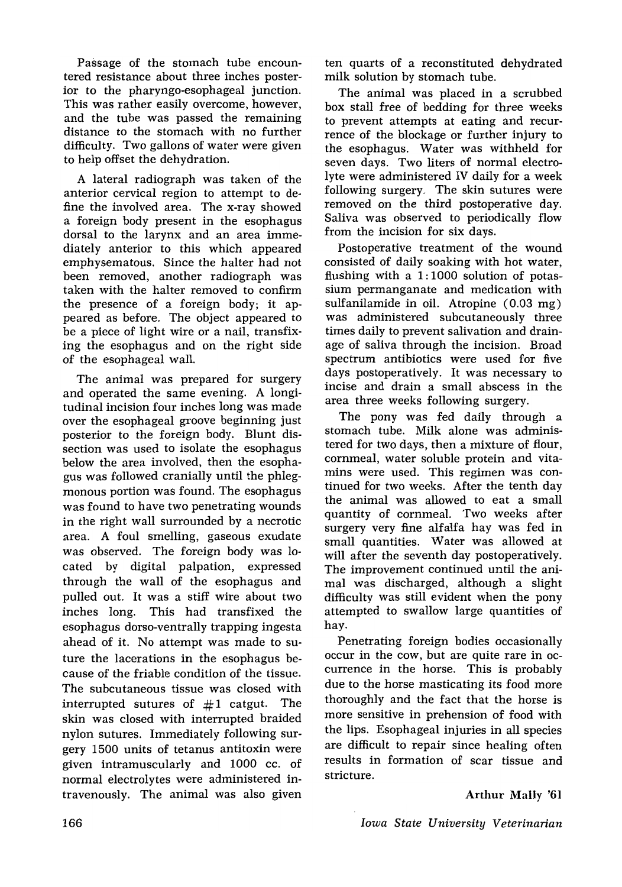Passage of the stomach tube encountered resistance about three inches posterior to the pharyngo-esophageal junction. This was rather easily overcome, however, and the tube was passed the remaining distance to the stomach with no further difficulty. Two gallons of water were given to help offset the dehydration.

A lateral radiograph was taken of the anterior cervical region to attempt to define the involved area. The x-ray showed a foreign body present in the esophagus dorsal to the larynx and an area immediately anterior to this which appeared emphysematous. Since the halter had not been removed, another radiograph was taken with the halter removed to confirm the presence of a foreign body; it appeared as before. The object appeared to be a piece of light wire or a nail, transfixing the esophagus and on the right side of the esophageal wall.

The animal was prepared for surgery and operated the same evening. A longitudinal incision four inches long was made over the esophageal groove beginning just posterior to the foreign body. Blunt dissection was used to isolate the esophagus below the area involved, then the esophagus was followed cranially until the phlegmonous portion was found. The esophagus was found to have two penetrating wounds in the right wall surrounded by a necrotic area. A foul smelling, gaseous exudate was observed. The foreign body was located by digital palpation, expressed through the wall of the esophagus and pulled out. It was a stiff wire about two inches long. This had transfixed the esophagus dorso-ventrally trapping ingesta ahead of it. No attempt was made to suture the lacerations in the esophagus because of the friable condition of the tissue. The subcutaneous tissue was closed with interrupted sutures of #1 catgut. The skin was closed with interrupted braided nylon sutures. Immediately following surgery 1500 units of tetanus antitoxin were given intramuscularly and 1000 cc. of normal electrolytes were administered intravenously. The animal was also given ten quarts of a reconstituted dehydrated milk solution by stomach tube.

The animal was placed in a scrubbed box stall free of bedding for three weeks to prevent attempts at eating and recurrence of the blockage or further injury to the esophagus. Water was withheld for seven days. Two liters of normal electrolyte were administered IV daily for a week following surgery. The skin sutures were removed on the third postoperative day. Saliva was observed to periodically flow from the incision for six days.

Postoperative treatment of the wound consisted of daily soaking with hot water, flushing with a 1:1000 solution of potassium permanganate and medication with sulfanilamide in oil. Atropine (0.03 mg) was administered subcutaneously three times daily to prevent salivation and drainage of saliva through the incision. Broad spectrum antibiotics were used for five days postoperatively. It was necessary to incise and drain a small abscess in the area three weeks following surgery.

The pony was fed daily through a stomach tube. Milk alone was administered for two days, then a mixture of flour, cornmeal, water soluble protein and vitamins were used. This regimen was continued for two weeks. After the tenth day the animal was allowed to eat a small quantity of cornmeal. Two weeks after surgery very fine alfalfa hay was fed in small quantities. Water was allowed at will after the seventh day postoperatively. The improvement continued until the animal was discharged, although a slight difficulty was still evident when the pony attempted to swallow large quantities of hay.

Penetrating foreign bodies occasionally occur in the cow, but are quite rare in occurrence in the horse. This is probably due to the horse masticating its food more thoroughly and the fact that the horse is more sensitive in prehension of food with the lips. Esophageal injuries in all species are difficult to repair since healing often results in formation of scar tissue and stricture.

**Arthur Mally '61**